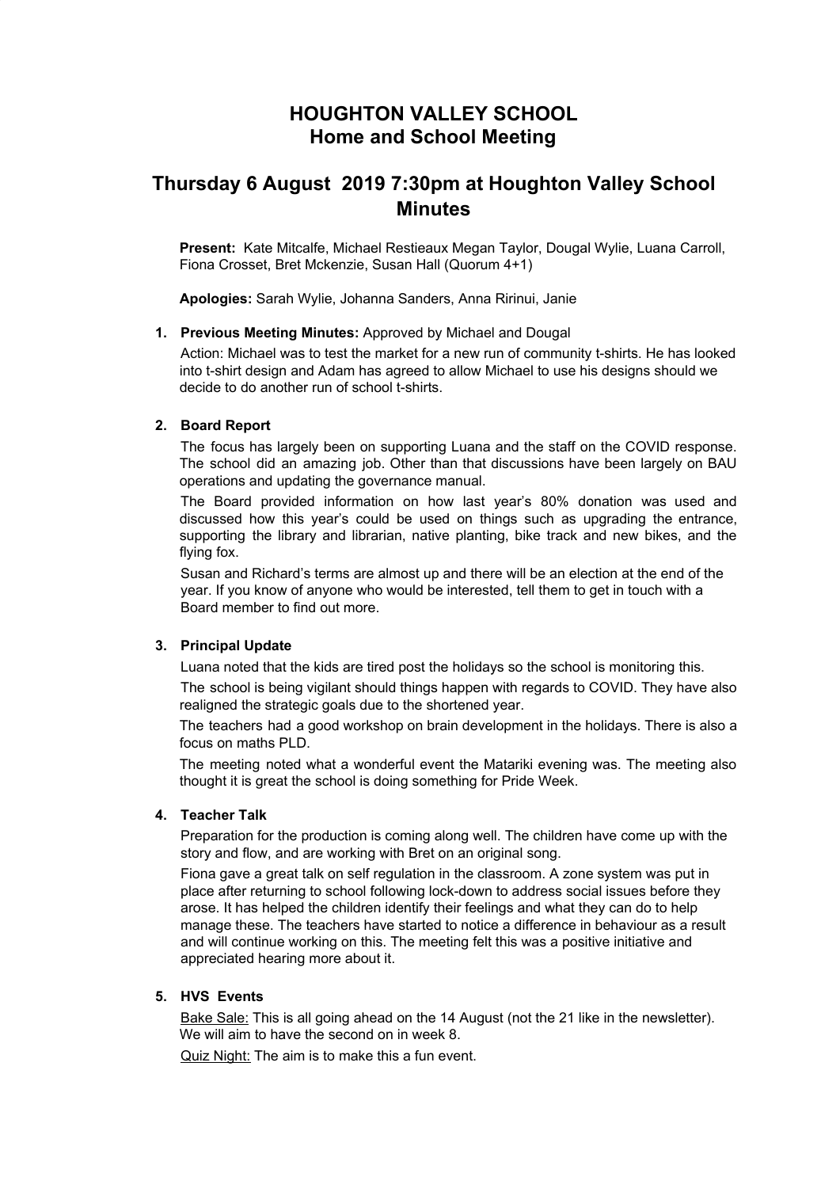# HOUGHTON VALLEY SCHOOL
# Home and School Meeting

## Thursday 6 August 2019 7:30pm at Houghton Valley School Minutes

**Present:** Kate Mitcalfe, Michael Restieaux Megan Taylor, Dougal Wylie, Luana Carroll, Fiona Crosset, Bret Mckenzie, Susan Hall (Quorum 4+1)

**Apologies:** Sarah Wylie, Johanna Sanders, Anna Ririnui, Janie

1. **Previous Meeting Minutes:** Approved by Michael and Dougal

   Action: Michael was to test the market for a new run of community t-shirts. He has looked into t-shirt design and Adam has agreed to allow Michael to use his designs should we decide to do another run of school t-shirts.

2. **Board Report**

   The focus has largely been on supporting Luana and the staff on the COVID response. The school did an amazing job. Other than that discussions have been largely on BAU operations and updating the governance manual.

   The Board provided information on how last year's 80% donation was used and discussed how this year's could be used on things such as upgrading the entrance, supporting the library and librarian, native planting, bike track and new bikes, and the flying fox.

   Susan and Richard's terms are almost up and there will be an election at the end of the year. If you know of anyone who would be interested, tell them to get in touch with a Board member to find out more.

3. **Principal Update**

   Luana noted that the kids are tired post the holidays so the school is monitoring this.

   The school is being vigilant should things happen with regards to COVID. They have also realigned the strategic goals due to the shortened year.

   The teachers had a good workshop on brain development in the holidays. There is also a focus on maths PLD.

   The meeting noted what a wonderful event the Matariki evening was. The meeting also thought it is great the school is doing something for Pride Week.

4. **Teacher Talk**

   Preparation for the production is coming along well. The children have come up with the story and flow, and are working with Bret on an original song.

   Fiona gave a great talk on self regulation in the classroom. A zone system was put in place after returning to school following lock-down to address social issues before they arose. It has helped the children identify their feelings and what they can do to help manage these. The teachers have started to notice a difference in behaviour as a result and will continue working on this. The meeting felt this was a positive initiative and appreciated hearing more about it.

5. **HVS Events**

   Bake Sale: This is all going ahead on the 14 August (not the 21 like in the newsletter). We will aim to have the second on in week 8.

   Quiz Night: The aim is to make this a fun event.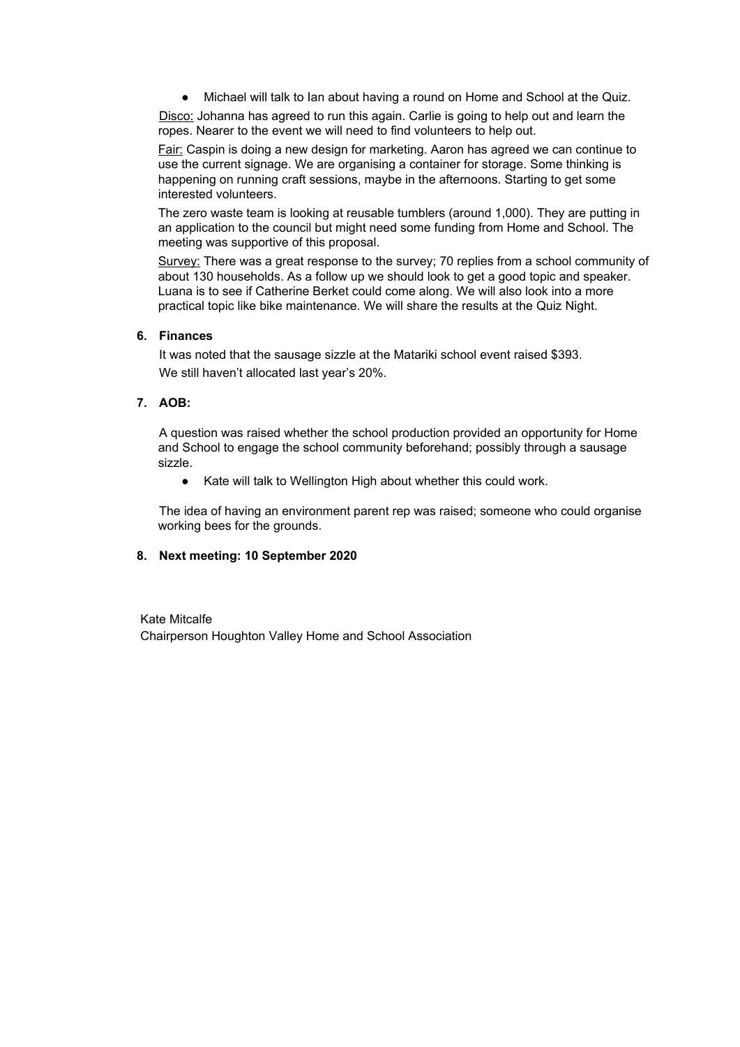- Michael will talk to Ian about having a round on Home and School at the Quiz.

<u>Disco:</u> Johanna has agreed to run this again. Carlie is going to help out and learn the ropes. Nearer to the event we will need to find volunteers to help out.

<u>Fair:</u> Caspin is doing a new design for marketing. Aaron has agreed we can continue to use the current signage. We are organising a container for storage. Some thinking is happening on running craft sessions, maybe in the afternoons. Starting to get some interested volunteers.

The zero waste team is looking at reusable tumblers (around 1,000). They are putting in an application to the council but might need some funding from Home and School. The meeting was supportive of this proposal.

<u>Survey:</u> There was a great response to the survey; 70 replies from a school community of about 130 households. As a follow up we should look to get a good topic and speaker. Luana is to see if Catherine Berket could come along. We will also look into a more practical topic like bike maintenance. We will share the results at the Quiz Night.

**6. Finances**

It was noted that the sausage sizzle at the Matariki school event raised $393.
We still haven't allocated last year's 20%.

**7. AOB:**

A question was raised whether the school production provided an opportunity for Home and School to engage the school community beforehand; possibly through a sausage sizzle.

- Kate will talk to Wellington High about whether this could work.

The idea of having an environment parent rep was raised; someone who could organise working bees for the grounds.

**8. Next meeting: 10 September 2020**

Kate Mitcalfe
Chairperson Houghton Valley Home and School Association